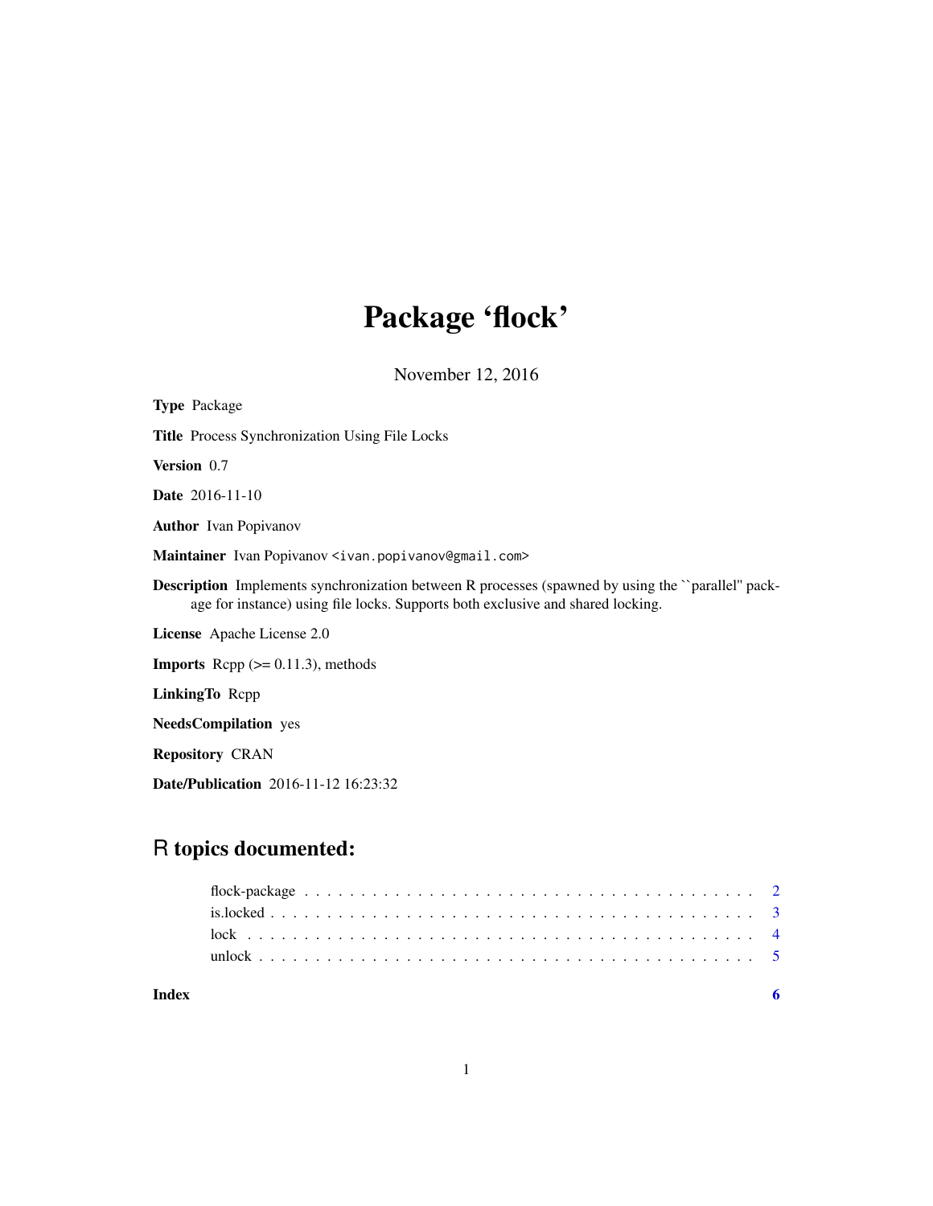# Package 'flock'

November 12, 2016

**Type** Package

**Title** Process Synchronization Using File Locks

**Version** 0.7

**Date** 2016-11-10

**Author** Ivan Popivanov

**Maintainer** Ivan Popivanov <ivan.popivanov@gmail.com>

**Description** Implements synchronization between R processes (spawned by using the ``parallel'' package for instance) using file locks. Supports both exclusive and shared locking.

**License** Apache License 2.0

**Imports** Rcpp (>= 0.11.3), methods

**LinkingTo** Rcpp

**NeedsCompilation** yes

**Repository** CRAN

**Date/Publication** 2016-11-12 16:23:32

## R topics documented:

flock-package . . . . . . . . . . . . . . . . . . . . . . . . . . . . . . . . . . . . . . . 2
is.locked . . . . . . . . . . . . . . . . . . . . . . . . . . . . . . . . . . . . . . . . . 3
lock . . . . . . . . . . . . . . . . . . . . . . . . . . . . . . . . . . . . . . . . . . . 4
unlock . . . . . . . . . . . . . . . . . . . . . . . . . . . . . . . . . . . . . . . . . . 5

**Index** 6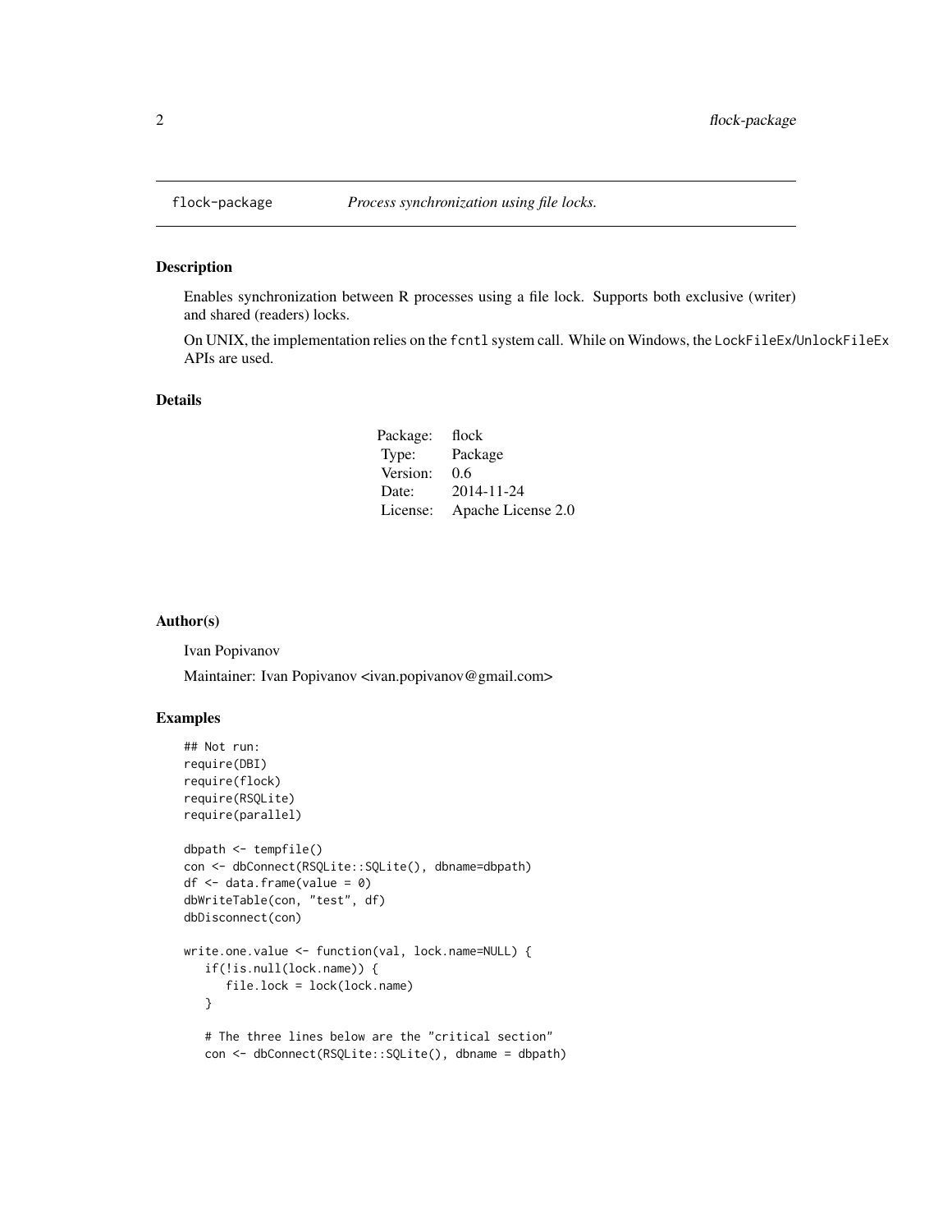flock-package    *Process synchronization using file locks.*

## Description

Enables synchronization between R processes using a file lock. Supports both exclusive (writer) and shared (readers) locks.

On UNIX, the implementation relies on the `fcntl` system call. While on Windows, the `LockFileEx`/`UnlockFileEx` APIs are used.

## Details

| | |
|---|---|
| Package: | flock |
| Type: | Package |
| Version: | 0.6 |
| Date: | 2014-11-24 |
| License: | Apache License 2.0 |

## Author(s)

Ivan Popivanov

Maintainer: Ivan Popivanov <ivan.popivanov@gmail.com>

## Examples

```
## Not run:
require(DBI)
require(flock)
require(RSQLite)
require(parallel)

dbpath <- tempfile()
con <- dbConnect(RSQLite::SQLite(), dbname=dbpath)
df <- data.frame(value = 0)
dbWriteTable(con, "test", df)
dbDisconnect(con)

write.one.value <- function(val, lock.name=NULL) {
   if(!is.null(lock.name)) {
      file.lock = lock(lock.name)
   }

   # The three lines below are the "critical section"
   con <- dbConnect(RSQLite::SQLite(), dbname = dbpath)
```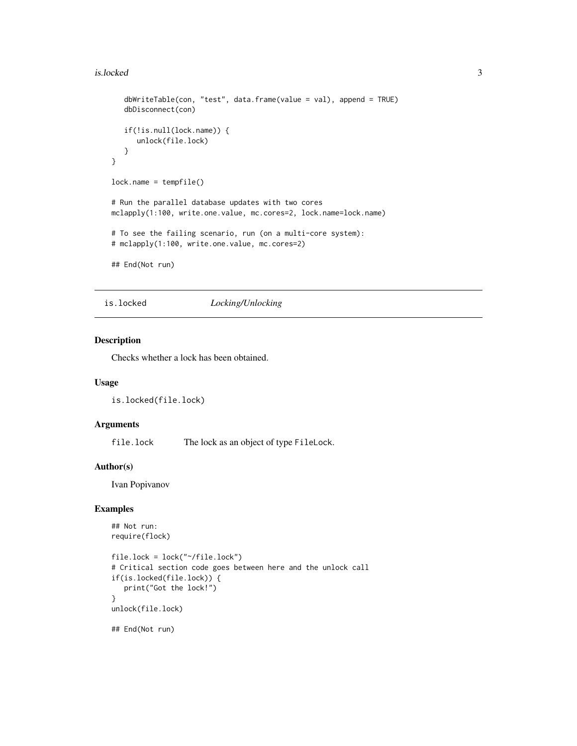```
    dbWriteTable(con, "test", data.frame(value = val), append = TRUE)
    dbDisconnect(con)

    if(!is.null(lock.name)) {
       unlock(file.lock)
    }
}

lock.name = tempfile()

# Run the parallel database updates with two cores
mclapply(1:100, write.one.value, mc.cores=2, lock.name=lock.name)

# To see the failing scenario, run (on a multi-core system):
# mclapply(1:100, write.one.value, mc.cores=2)

## End(Not run)
```

## is.locked — *Locking/Unlocking*

### Description

Checks whether a lock has been obtained.

### Usage

```
is.locked(file.lock)
```

### Arguments

| | |
|---|---|
| `file.lock` | The lock as an object of type `FileLock`. |

### Author(s)

Ivan Popivanov

### Examples

```
## Not run:
require(flock)

file.lock = lock("~/file.lock")
# Critical section code goes between here and the unlock call
if(is.locked(file.lock)) {
   print("Got the lock!")
}
unlock(file.lock)

## End(Not run)
```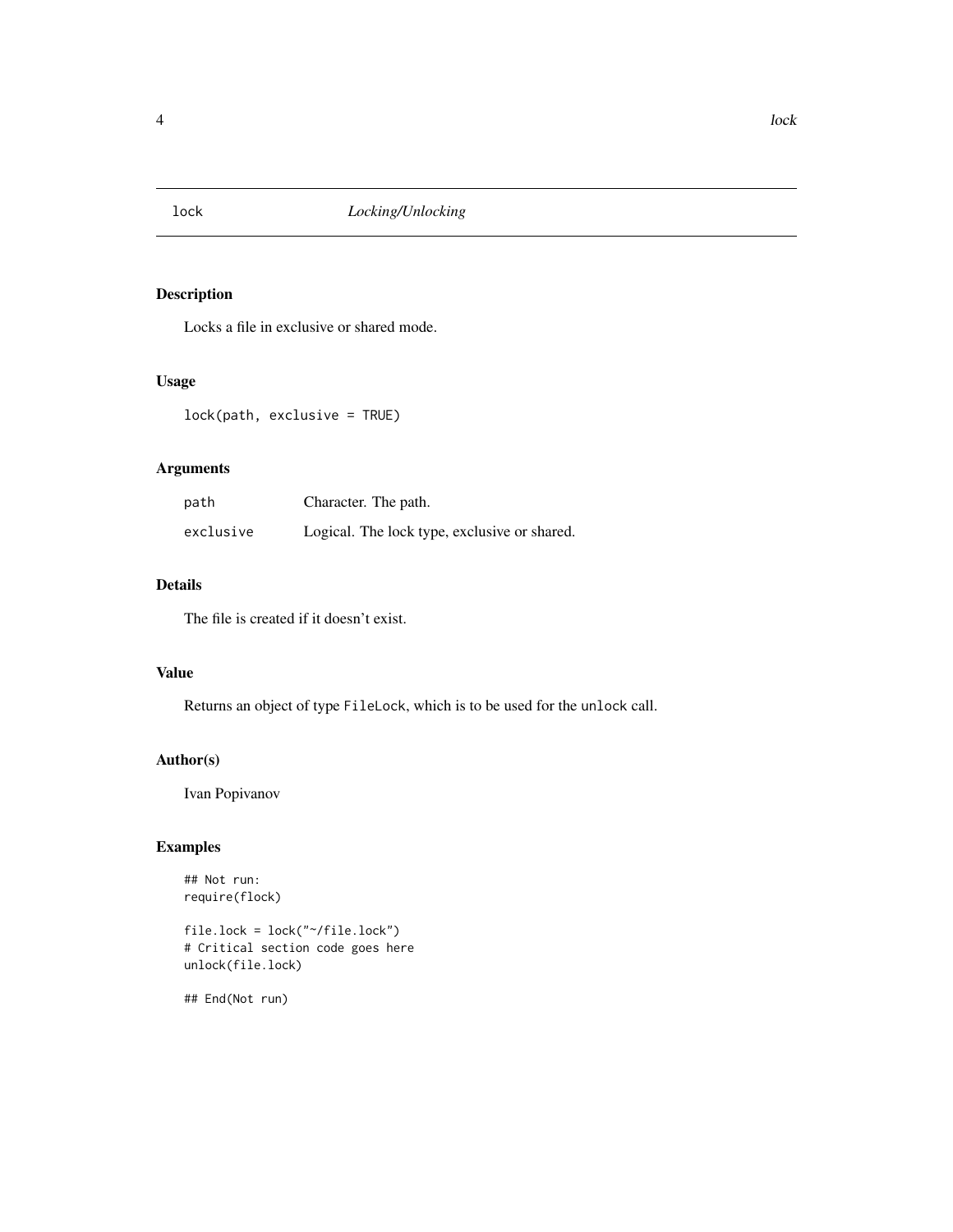# lock — *Locking/Unlocking*

## Description

Locks a file in exclusive or shared mode.

## Usage

```
lock(path, exclusive = TRUE)
```

## Arguments

| | |
|---|---|
| `path` | Character. The path. |
| `exclusive` | Logical. The lock type, exclusive or shared. |

## Details

The file is created if it doesn't exist.

## Value

Returns an object of type `FileLock`, which is to be used for the `unlock` call.

## Author(s)

Ivan Popivanov

## Examples

```
## Not run:
require(flock)

file.lock = lock("~/file.lock")
# Critical section code goes here
unlock(file.lock)

## End(Not run)
```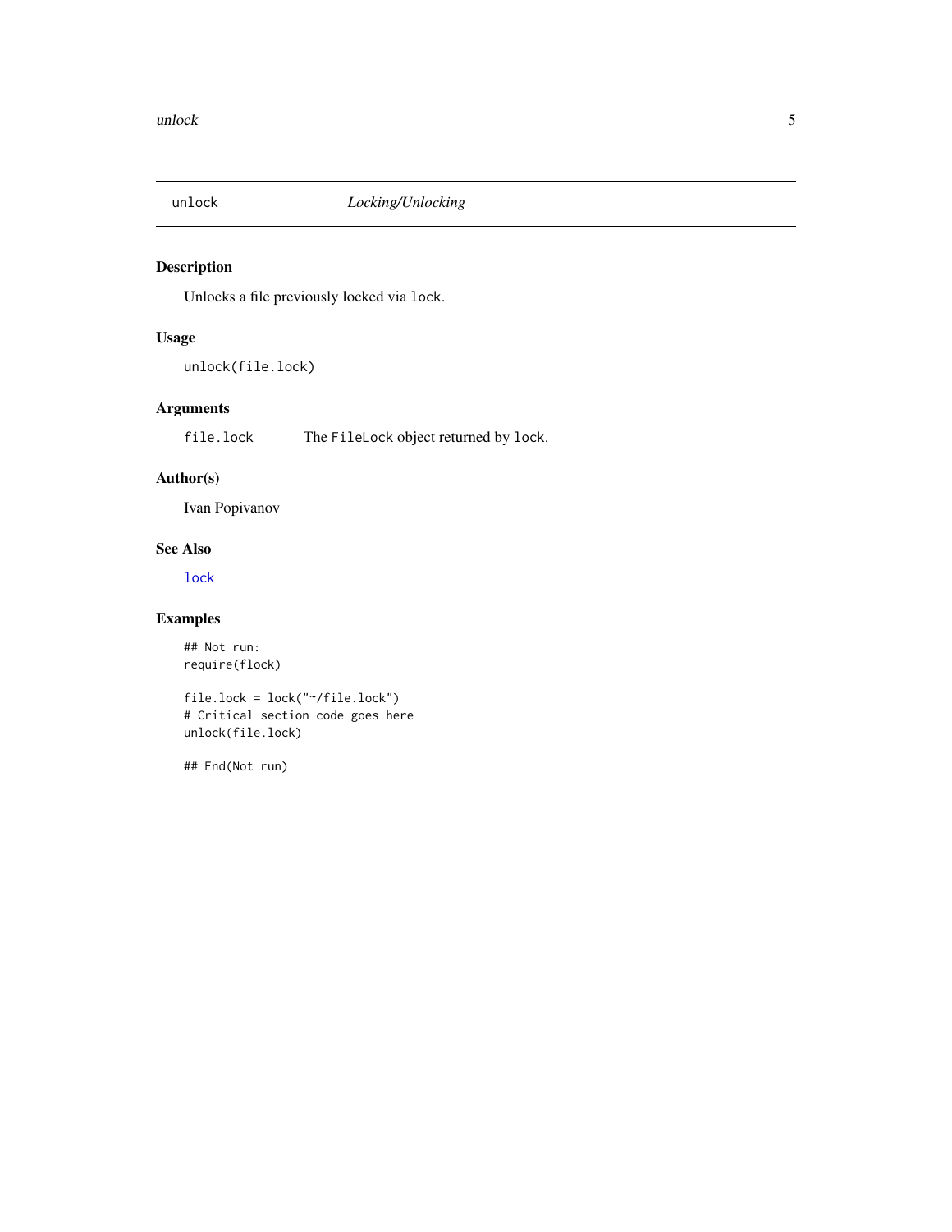# unlock — *Locking/Unlocking*

## Description

Unlocks a file previously locked via `lock`.

## Usage

```
unlock(file.lock)
```

## Arguments

| | |
|---|---|
| `file.lock` | The `FileLock` object returned by `lock`. |

## Author(s)

Ivan Popivanov

## See Also

`lock`

## Examples

```
## Not run:
require(flock)

file.lock = lock("~/file.lock")
# Critical section code goes here
unlock(file.lock)

## End(Not run)
```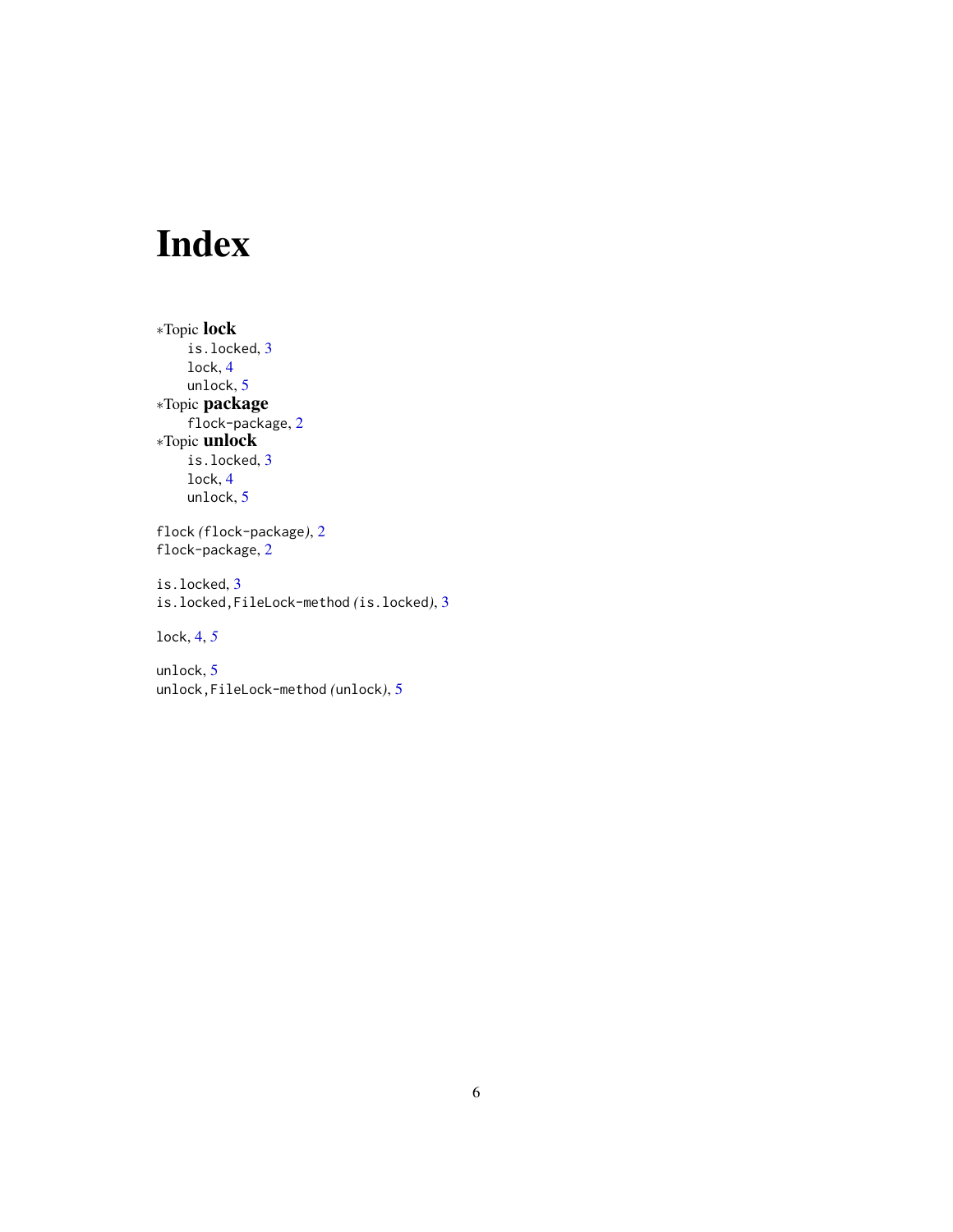# Index

*Topic **lock**
- is.locked, 3
- lock, 4
- unlock, 5

*Topic **package**
- flock-package, 2

*Topic **unlock**
- is.locked, 3
- lock, 4
- unlock, 5

flock *(*flock-package*)*, 2
flock-package, 2

is.locked, 3
is.locked,FileLock-method *(*is.locked*)*, 3

lock, 4, *5*

unlock, 5
unlock,FileLock-method *(*unlock*)*, 5